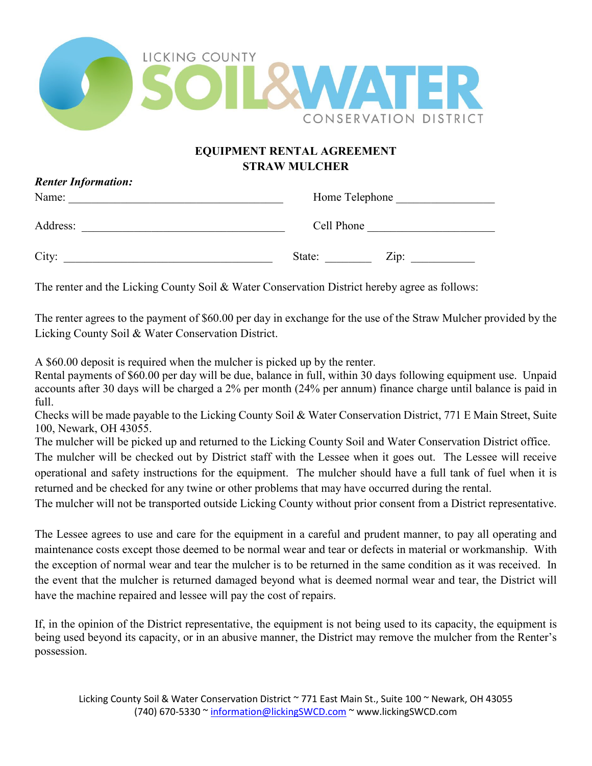LICKING COUNTY SOIL & WATER CONSERVATION DISTRICT

# EQUIPMENT RENTAL AGREEMENT
## STRAW MULCHER

***Renter Information:***

Name: ______________________________ Home Telephone ________________

Address: ____________________________ Cell Phone ____________________

City: _______________________________ State: ________ Zip: ___________

The renter and the Licking County Soil & Water Conservation District hereby agree as follows:

The renter agrees to the payment of $60.00 per day in exchange for the use of the Straw Mulcher provided by the Licking County Soil & Water Conservation District.

A $60.00 deposit is required when the mulcher is picked up by the renter.
Rental payments of $60.00 per day will be due, balance in full, within 30 days following equipment use. Unpaid accounts after 30 days will be charged a 2% per month (24% per annum) finance charge until balance is paid in full.
Checks will be made payable to the Licking County Soil & Water Conservation District, 771 E Main Street, Suite 100, Newark, OH 43055.
The mulcher will be picked up and returned to the Licking County Soil and Water Conservation District office.
The mulcher will be checked out by District staff with the Lessee when it goes out. The Lessee will receive operational and safety instructions for the equipment. The mulcher should have a full tank of fuel when it is returned and be checked for any twine or other problems that may have occurred during the rental.
The mulcher will not be transported outside Licking County without prior consent from a District representative.

The Lessee agrees to use and care for the equipment in a careful and prudent manner, to pay all operating and maintenance costs except those deemed to be normal wear and tear or defects in material or workmanship. With the exception of normal wear and tear the mulcher is to be returned in the same condition as it was received. In the event that the mulcher is returned damaged beyond what is deemed normal wear and tear, the District will have the machine repaired and lessee will pay the cost of repairs.

If, in the opinion of the District representative, the equipment is not being used to its capacity, the equipment is being used beyond its capacity, or in an abusive manner, the District may remove the mulcher from the Renter's possession.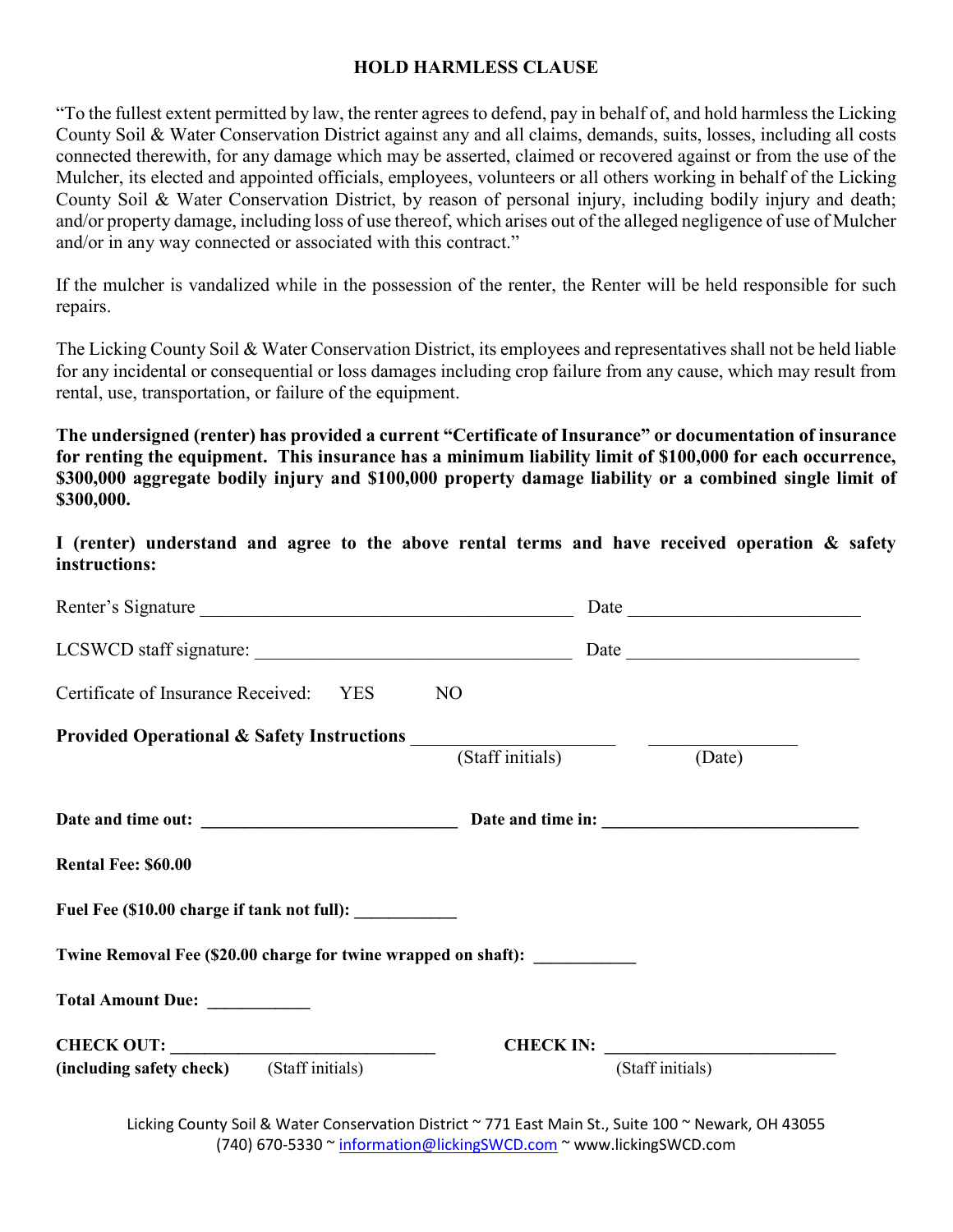## HOLD HARMLESS CLAUSE

"To the fullest extent permitted by law, the renter agrees to defend, pay in behalf of, and hold harmless the Licking County Soil & Water Conservation District against any and all claims, demands, suits, losses, including all costs connected therewith, for any damage which may be asserted, claimed or recovered against or from the use of the Mulcher, its elected and appointed officials, employees, volunteers or all others working in behalf of the Licking County Soil & Water Conservation District, by reason of personal injury, including bodily injury and death; and/or property damage, including loss of use thereof, which arises out of the alleged negligence of use of Mulcher and/or in any way connected or associated with this contract."

If the mulcher is vandalized while in the possession of the renter, the Renter will be held responsible for such repairs.

The Licking County Soil & Water Conservation District, its employees and representatives shall not be held liable for any incidental or consequential or loss damages including crop failure from any cause, which may result from rental, use, transportation, or failure of the equipment.

**The undersigned (renter) has provided a current "Certificate of Insurance" or documentation of insurance for renting the equipment. This insurance has a minimum liability limit of $100,000 for each occurrence, $300,000 aggregate bodily injury and $100,000 property damage liability or a combined single limit of $300,000.**

**I (renter) understand and agree to the above rental terms and have received operation & safety instructions:**

Renter's Signature ________________________________________ Date _________________________

LCSWCD staff signature: __________________________________ Date _________________________

Certificate of Insurance Received: YES NO

**Provided Operational & Safety Instructions** _____________________ _______________
(Staff initials) (Date)

**Date and time out:** _____________________________ **Date and time in:** _____________________________

**Rental Fee: $60.00**

**Fuel Fee ($10.00 charge if tank not full):** ___________

**Twine Removal Fee ($20.00 charge for twine wrapped on shaft):** ___________

**Total Amount Due:** ___________

**CHECK OUT:** _____________________________ **CHECK IN:** __________________________
**(including safety check)** (Staff initials) (Staff initials)

Licking County Soil & Water Conservation District ~ 771 East Main St., Suite 100 ~ Newark, OH 43055
(740) 670-5330 ~ information@lickingSWCD.com ~ www.lickingSWCD.com